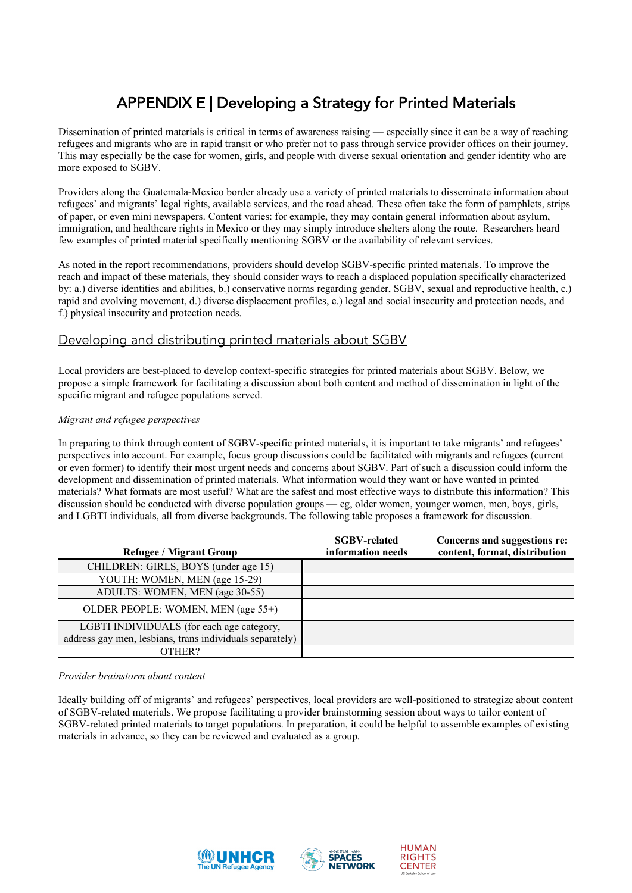# APPENDIX E | Developing a Strategy for Printed Materials

Dissemination of printed materials is critical in terms of awareness raising — especially since it can be a way of reaching refugees and migrants who are in rapid transit or who prefer not to pass through service provider offices on their journey. This may especially be the case for women, girls, and people with diverse sexual orientation and gender identity who are more exposed to SGBV.

Providers along the Guatemala-Mexico border already use a variety of printed materials to disseminate information about refugees' and migrants' legal rights, available services, and the road ahead. These often take the form of pamphlets, strips of paper, or even mini newspapers. Content varies: for example, they may contain general information about asylum, immigration, and healthcare rights in Mexico or they may simply introduce shelters along the route. Researchers heard few examples of printed material specifically mentioning SGBV or the availability of relevant services.

As noted in the report recommendations, providers should develop SGBV-specific printed materials. To improve the reach and impact of these materials, they should consider ways to reach a displaced population specifically characterized by: a.) diverse identities and abilities, b.) conservative norms regarding gender, SGBV, sexual and reproductive health, c.) rapid and evolving movement, d.) diverse displacement profiles, e.) legal and social insecurity and protection needs, and f.) physical insecurity and protection needs.

## Developing and distributing printed materials about SGBV

Local providers are best-placed to develop context-specific strategies for printed materials about SGBV. Below, we propose a simple framework for facilitating a discussion about both content and method of dissemination in light of the specific migrant and refugee populations served.

*Migrant and refugee perspectives*

In preparing to think through content of SGBV-specific printed materials, it is important to take migrants' and refugees' perspectives into account. For example, focus group discussions could be facilitated with migrants and refugees (current or even former) to identify their most urgent needs and concerns about SGBV. Part of such a discussion could inform the development and dissemination of printed materials. What information would they want or have wanted in printed materials? What formats are most useful? What are the safest and most effective ways to distribute this information? This discussion should be conducted with diverse population groups — eg, older women, younger women, men, boys, girls, and LGBTI individuals, all from diverse backgrounds. The following table proposes a framework for discussion.

| Refugee / Migrant Group | SGBV-related information needs | Concerns and suggestions re: content, format, distribution |
|---|---|---|
| CHILDREN: GIRLS, BOYS (under age 15) | | |
| YOUTH: WOMEN, MEN (age 15-29) | | |
| ADULTS: WOMEN, MEN (age 30-55) | | |
| OLDER PEOPLE: WOMEN, MEN (age 55+) | | |
| LGBTI INDIVIDUALS (for each age category, address gay men, lesbians, trans individuals separately) | | |
| OTHER? | | |

*Provider brainstorm about content*

Ideally building off of migrants' and refugees' perspectives, local providers are well-positioned to strategize about content of SGBV-related materials. We propose facilitating a provider brainstorming session about ways to tailor content of SGBV-related printed materials to target populations. In preparation, it could be helpful to assemble examples of existing materials in advance, so they can be reviewed and evaluated as a group.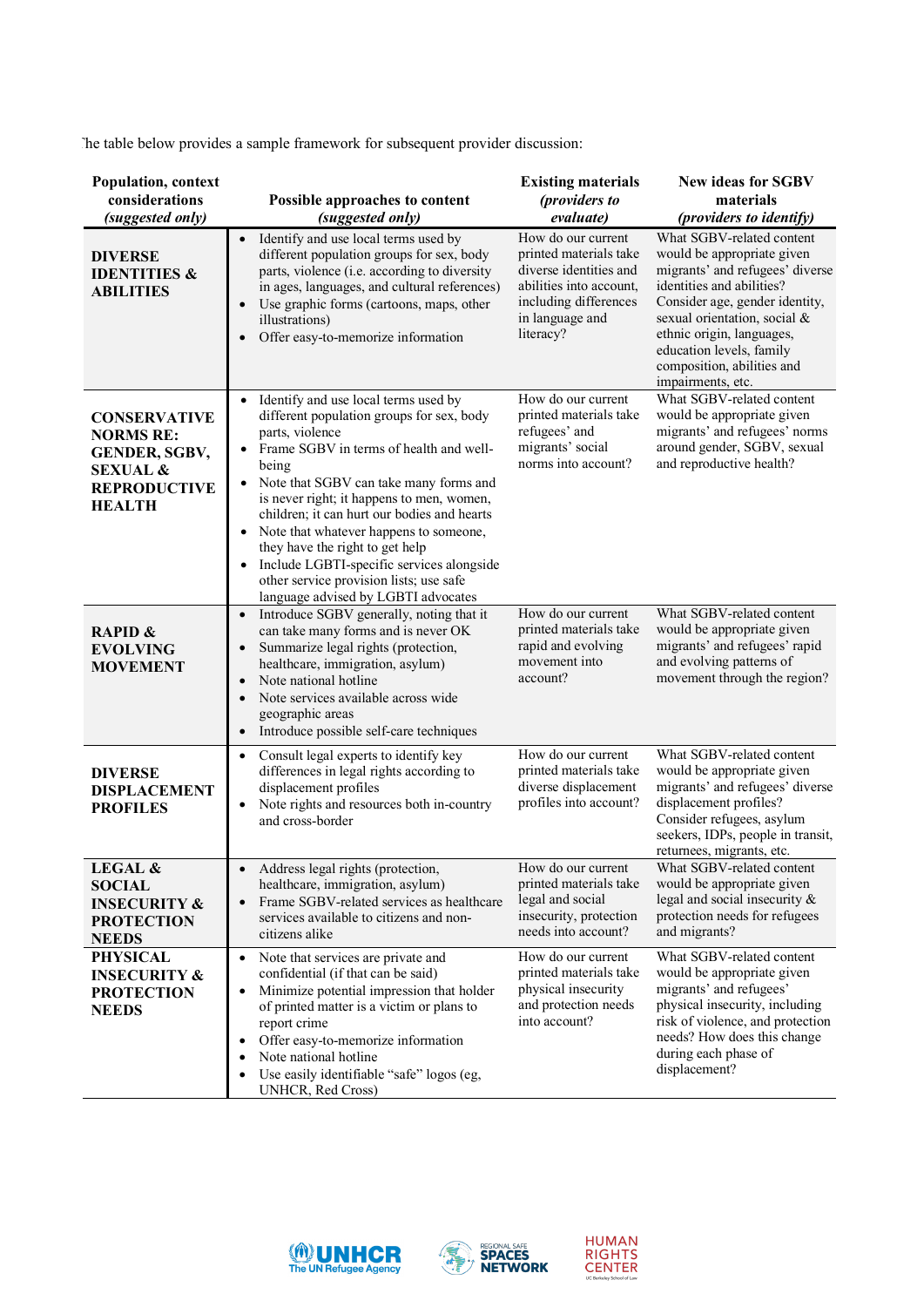The table below provides a sample framework for subsequent provider discussion:

| Population, context considerations *(suggested only)* | Possible approaches to content *(suggested only)* | Existing materials *(providers to evaluate)* | New ideas for SGBV materials *(providers to identify)* |
|---|---|---|---|
| **DIVERSE IDENTITIES & ABILITIES** | • Identify and use local terms used by different population groups for sex, body parts, violence (i.e. according to diversity in ages, languages, and cultural references)<br>• Use graphic forms (cartoons, maps, other illustrations)<br>• Offer easy-to-memorize information | How do our current printed materials take diverse identities and abilities into account, including differences in language and literacy? | What SGBV-related content would be appropriate given migrants' and refugees' diverse identities and abilities? Consider age, gender identity, sexual orientation, social & ethnic origin, languages, education levels, family composition, abilities and impairments, etc. |
| **CONSERVATIVE NORMS RE: GENDER, SGBV, SEXUAL & REPRODUCTIVE HEALTH** | • Identify and use local terms used by different population groups for sex, body parts, violence<br>• Frame SGBV in terms of health and well-being<br>• Note that SGBV can take many forms and is never right; it happens to men, women, children; it can hurt our bodies and hearts<br>• Note that whatever happens to someone, they have the right to get help<br>• Include LGBTI-specific services alongside other service provision lists; use safe language advised by LGBTI advocates | How do our current printed materials take refugees' and migrants' social norms into account? | What SGBV-related content would be appropriate given migrants' and refugees' norms around gender, SGBV, sexual and reproductive health? |
| **RAPID & EVOLVING MOVEMENT** | • Introduce SGBV generally, noting that it can take many forms and is never OK<br>• Summarize legal rights (protection, healthcare, immigration, asylum)<br>• Note national hotline<br>• Note services available across wide geographic areas<br>• Introduce possible self-care techniques | How do our current printed materials take rapid and evolving movement into account? | What SGBV-related content would be appropriate given migrants' and refugees' rapid and evolving patterns of movement through the region? |
| **DIVERSE DISPLACEMENT PROFILES** | • Consult legal experts to identify key differences in legal rights according to displacement profiles<br>• Note rights and resources both in-country and cross-border | How do our current printed materials take diverse displacement profiles into account? | What SGBV-related content would be appropriate given migrants' and refugees' diverse displacement profiles? Consider refugees, asylum seekers, IDPs, people in transit, returnees, migrants, etc. |
| **LEGAL & SOCIAL INSECURITY & PROTECTION NEEDS** | • Address legal rights (protection, healthcare, immigration, asylum)<br>• Frame SGBV-related services as healthcare services available to citizens and non-citizens alike | How do our current printed materials take legal and social insecurity, protection needs into account? | What SGBV-related content would be appropriate given legal and social insecurity & protection needs for refugees and migrants? |
| **PHYSICAL INSECURITY & PROTECTION NEEDS** | • Note that services are private and confidential (if that can be said)<br>• Minimize potential impression that holder of printed matter is a victim or plans to report crime<br>• Offer easy-to-memorize information<br>• Note national hotline<br>• Use easily identifiable "safe" logos (eg, UNHCR, Red Cross) | How do our current printed materials take physical insecurity and protection needs into account? | What SGBV-related content would be appropriate given migrants' and refugees' physical insecurity, including risk of violence, and protection needs? How does this change during each phase of displacement? |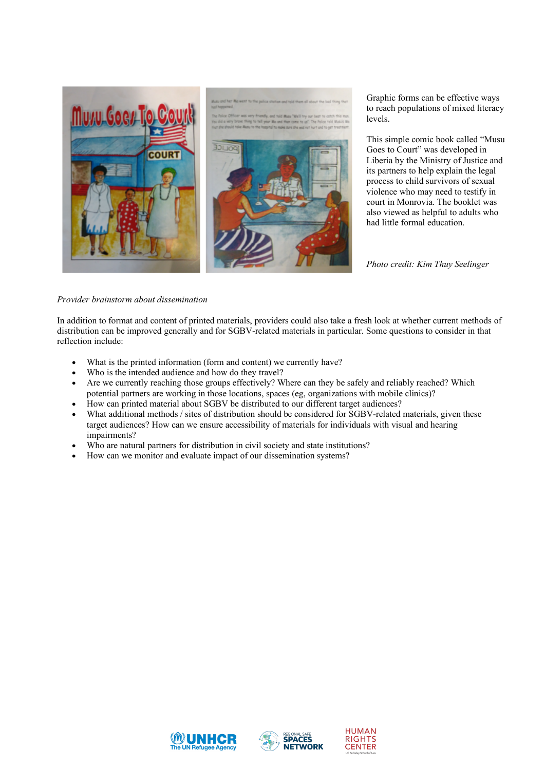Graphic forms can be effective ways to reach populations of mixed literacy levels.

This simple comic book called "Musu Goes to Court" was developed in Liberia by the Ministry of Justice and its partners to help explain the legal process to child survivors of sexual violence who may need to testify in court in Monrovia. The booklet was also viewed as helpful to adults who had little formal education.

*Photo credit: Kim Thuy Seelinger*

*Provider brainstorm about dissemination*

In addition to format and content of printed materials, providers could also take a fresh look at whether current methods of distribution can be improved generally and for SGBV-related materials in particular. Some questions to consider in that reflection include:

- What is the printed information (form and content) we currently have?
- Who is the intended audience and how do they travel?
- Are we currently reaching those groups effectively? Where can they be safely and reliably reached? Which potential partners are working in those locations, spaces (eg, organizations with mobile clinics)?
- How can printed material about SGBV be distributed to our different target audiences?
- What additional methods / sites of distribution should be considered for SGBV-related materials, given these target audiences? How can we ensure accessibility of materials for individuals with visual and hearing impairments?
- Who are natural partners for distribution in civil society and state institutions?
- How can we monitor and evaluate impact of our dissemination systems?